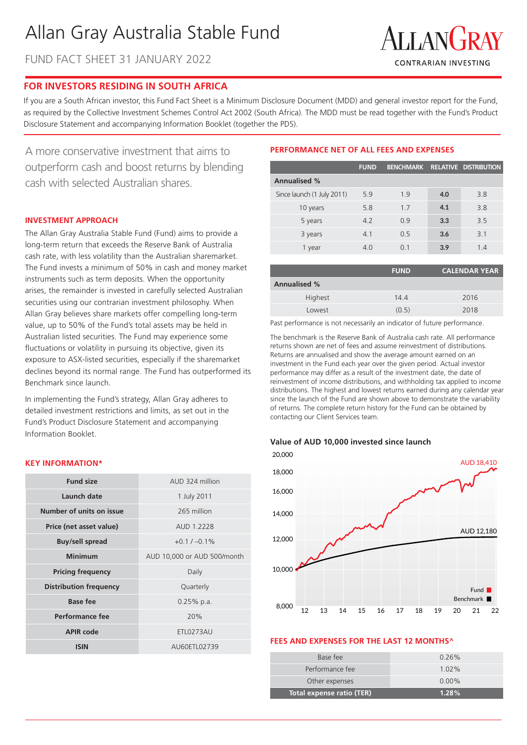# Allan Gray Australia Stable Fund

FUND FACT SHEET 31 JANUARY 2022

ALLANGRAY
CONTRARIAN INVESTING

## FOR INVESTORS RESIDING IN SOUTH AFRICA

If you are a South African investor, this Fund Fact Sheet is a Minimum Disclosure Document (MDD) and general investor report for the Fund, as required by the Collective Investment Schemes Control Act 2002 (South Africa). The MDD must be read together with the Fund's Product Disclosure Statement and accompanying Information Booklet (together the PDS).

A more conservative investment that aims to outperform cash and boost returns by blending cash with selected Australian shares.

### INVESTMENT APPROACH

The Allan Gray Australia Stable Fund (Fund) aims to provide a long-term return that exceeds the Reserve Bank of Australia cash rate, with less volatility than the Australian sharemarket. The Fund invests a minimum of 50% in cash and money market instruments such as term deposits. When the opportunity arises, the remainder is invested in carefully selected Australian securities using our contrarian investment philosophy. When Allan Gray believes share markets offer compelling long-term value, up to 50% of the Fund's total assets may be held in Australian listed securities. The Fund may experience some fluctuations or volatility in pursuing its objective, given its exposure to ASX-listed securities, especially if the sharemarket declines beyond its normal range. The Fund has outperformed its Benchmark since launch.

In implementing the Fund's strategy, Allan Gray adheres to detailed investment restrictions and limits, as set out in the Fund's Product Disclosure Statement and accompanying Information Booklet.

### KEY INFORMATION*

| | |
|---|---|
| **Fund size** | AUD 324 million |
| **Launch date** | 1 July 2011 |
| **Number of units on issue** | 265 million |
| **Price (net asset value)** | AUD 1.2228 |
| **Buy/sell spread** | +0.1 / –0.1% |
| **Minimum** | AUD 10,000 or AUD 500/month |
| **Pricing frequency** | Daily |
| **Distribution frequency** | Quarterly |
| **Base fee** | 0.25% p.a. |
| **Performance fee** | 20% |
| **APIR code** | ETL0273AU |
| **ISIN** | AU60ETL02739 |

### PERFORMANCE NET OF ALL FEES AND EXPENSES

| | FUND | BENCHMARK | RELATIVE | DISTRIBUTION |
|---|---|---|---|---|
| **Annualised %** | | | | |
| Since launch (1 July 2011) | 5.9 | 1.9 | **4.0** | 3.8 |
| 10 years | 5.8 | 1.7 | **4.1** | 3.8 |
| 5 years | 4.2 | 0.9 | **3.3** | 3.5 |
| 3 years | 4.1 | 0.5 | **3.6** | 3.1 |
| 1 year | 4.0 | 0.1 | **3.9** | 1.4 |

| | FUND | CALENDAR YEAR |
|---|---|---|
| **Annualised %** | | |
| Highest | 14.4 | 2016 |
| Lowest | (0.5) | 2018 |

Past performance is not necessarily an indicator of future performance.

The benchmark is the Reserve Bank of Australia cash rate. All performance returns shown are net of fees and assume reinvestment of distributions. Returns are annualised and show the average amount earned on an investment in the Fund each year over the given period. Actual investor performance may differ as a result of the investment date, the date of reinvestment of income distributions, and withholding tax applied to income distributions. The highest and lowest returns earned during any calendar year since the launch of the Fund are shown above to demonstrate the variability of returns. The complete return history for the Fund can be obtained by contacting our Client Services team.

**Value of AUD 10,000 invested since launch**

Chart: Fund AUD 18,410; Benchmark AUD 12,180 (years 12–22, values 8,000–20,000)

### FEES AND EXPENSES FOR THE LAST 12 MONTHS^

| | |
|---|---|
| Base fee | 0.26% |
| Performance fee | 1.02% |
| Other expenses | 0.00% |
| **Total expense ratio (TER)** | **1.28%** |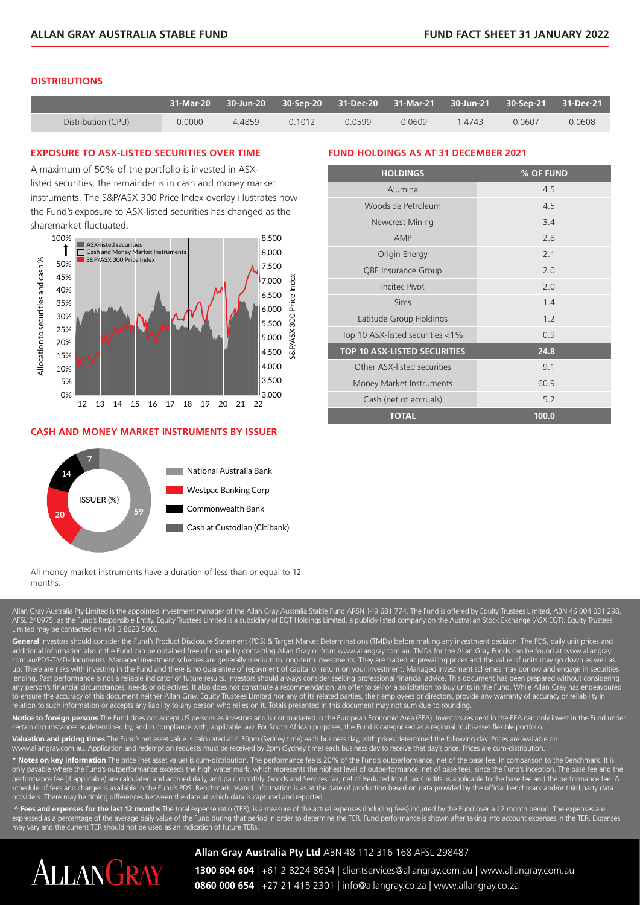## DISTRIBUTIONS

| | 31-Mar-20 | 30-Jun-20 | 30-Sep-20 | 31-Dec-20 | 31-Mar-21 | 30-Jun-21 | 30-Sep-21 | 31-Dec-21 |
|---|---|---|---|---|---|---|---|---|
| Distribution (CPU) | 0.0000 | 4.4859 | 0.1012 | 0.0599 | 0.0609 | 1.4743 | 0.0607 | 0.0608 |

## EXPOSURE TO ASX-LISTED SECURITIES OVER TIME

A maximum of 50% of the portfolio is invested in ASX-listed securities; the remainder is in cash and money market instruments. The S&P/ASX 300 Price Index overlay illustrates how the Fund's exposure to ASX-listed securities has changed as the sharemarket fluctuated.

ASX-listed securities
Cash and Money Market Instruments
S&P/ASX 300 Price Index

Allocation to securities and cash %
100%
50%
45%
40%
35%
30%
25%
20%
15%
10%
5%
0%

S&P/ASX 300 Price Index
8,500
8,000
7,500
7,000
6,500
6,000
5,500
5,000
4,500
4,000
3,500
3,000

12 13 14 15 16 17 18 19 20 21 22

## FUND HOLDINGS AS AT 31 DECEMBER 2021

| HOLDINGS | % OF FUND |
|---|---|
| Alumina | 4.5 |
| Woodside Petroleum | 4.5 |
| Newcrest Mining | 3.4 |
| AMP | 2.8 |
| Origin Energy | 2.1 |
| QBE Insurance Group | 2.0 |
| Incitec Pivot | 2.0 |
| Sims | 1.4 |
| Latitude Group Holdings | 1.2 |
| Top 10 ASX-listed securities <1% | 0.9 |
| **TOP 10 ASX-LISTED SECURITIES** | **24.8** |
| Other ASX-listed securities | 9.1 |
| Money Market Instruments | 60.9 |
| Cash (net of accruals) | 5.2 |
| **TOTAL** | **100.0** |

## CASH AND MONEY MARKET INSTRUMENTS BY ISSUER

ISSUER (%)
59
20
14
7

National Australia Bank
Westpac Banking Corp
Commonwealth Bank
Cash at Custodian (Citibank)

All money market instruments have a duration of less than or equal to 12 months.

Allan Gray Australia Pty Limited is the appointed investment manager of the Allan Gray Australia Stable Fund ARSN 149 681 774. The Fund is offered by Equity Trustees Limited, ABN 46 004 031 298, AFSL 240975, as the Fund's Responsible Entity. Equity Trustees Limited is a subsidiary of EQT Holdings Limited, a publicly listed company on the Australian Stock Exchange (ASX:EQT). Equity Trustees Limited may be contacted on +61 3 8623 5000.

**General** Investors should consider the Fund's Product Disclosure Statement (PDS) & Target Market Determinations (TMDs) before making any investment decision. The PDS, daily unit prices and additional information about the Fund can be obtained free of charge by contacting Allan Gray or from www.allangray.com.au. TMDs for the Allan Gray Funds can be found at www.allangray.com.au/PDS-TMD-documents. Managed investment schemes are generally medium to long-term investments. They are traded at prevailing prices and the value of units may go down as well as up. There are risks with investing in the Fund and there is no guarantee of repayment of capital or return on your investment. Managed investment schemes may borrow and engage in securities lending. Past performance is not a reliable indicator of future results. Investors should always consider seeking professional financial advice. This document has been prepared without considering any person's financial circumstances, needs or objectives. It also does not constitute a recommendation, an offer to sell or a solicitation to buy units in the Fund. While Allan Gray has endeavoured to ensure the accuracy of this document neither Allan Gray, Equity Trustees Limited nor any of its related parties, their employees or directors, provide any warranty of accuracy or reliability in relation to such information or accepts any liability to any person who relies on it. Totals presented in this document may not sum due to rounding.

**Notice to foreign persons** The Fund does not accept US persons as investors and is not marketed in the European Economic Area (EEA). Investors resident in the EEA can only invest in the Fund under certain circumstances as determined by, and in compliance with, applicable law. For South African purposes, the Fund is categorised as a regional multi-asset flexible portfolio.

**Valuation and pricing times** The Fund's net asset value is calculated at 4.30pm (Sydney time) each business day, with prices determined the following day. Prices are available on www.allangray.com.au. Application and redemption requests must be received by 2pm (Sydney time) each business day to receive that day's price. Prices are cum-distribution.

**\* Notes on key information** The price (net asset value) is cum-distribution. The performance fee is 20% of the Fund's outperformance, net of the base fee, in comparison to the Benchmark. It is only payable where the Fund's outperformance exceeds the high water mark, which represents the highest level of outperformance, net of base fees, since the Fund's inception. The base fee and the performance fee (if applicable) are calculated and accrued daily, and paid monthly. Goods and Services Tax, net of Reduced Input Tax Credits, is applicable to the base fee and the performance fee. A schedule of fees and charges is available in the Fund's PDS. Benchmark related information is as at the date of production based on data provided by the official benchmark and/or third party data providers. There may be timing differences between the date at which data is captured and reported.

**^ Fees and expenses for the last 12 months** The total expense ratio (TER), is a measure of the actual expenses (including fees) incurred by the Fund over a 12 month period. The expenses are expressed as a percentage of the average daily value of the Fund during that period in order to determine the TER. Fund performance is shown after taking into account expenses in the TER. Expenses may vary and the current TER should not be used as an indication of future TERs.

ALLANGRAY

**Allan Gray Australia Pty Ltd** ABN 48 112 316 168 AFSL 298487

**1300 604 604** | +61 2 8224 8604 | clientservices@allangray.com.au | www.allangray.com.au

**0860 000 654** | +27 21 415 2301 | info@allangray.co.za | www.allangray.co.za